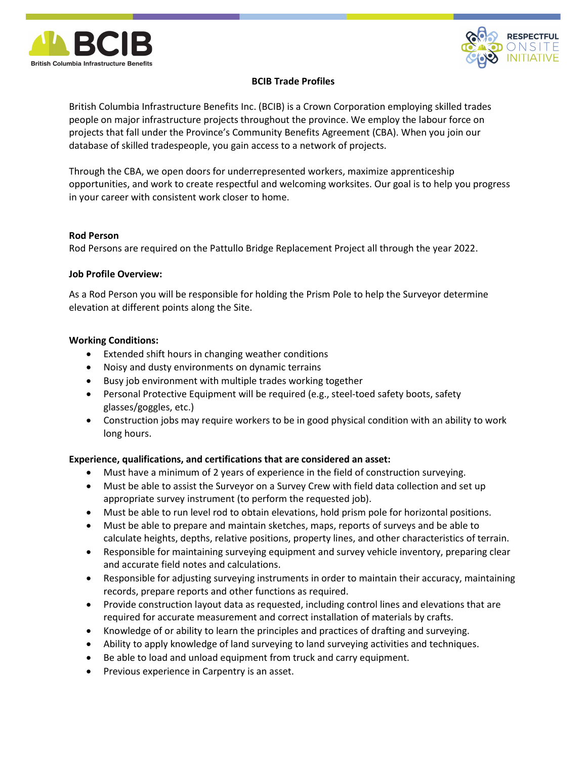# BCIB Trade Profiles

British Columbia Infrastructure Benefits Inc. (BCIB) is a Crown Corporation employing skilled trades people on major infrastructure projects throughout the province. We employ the labour force on projects that fall under the Province's Community Benefits Agreement (CBA). When you join our database of skilled tradespeople, you gain access to a network of projects.

Through the CBA, we open doors for underrepresented workers, maximize apprenticeship opportunities, and work to create respectful and welcoming worksites. Our goal is to help you progress in your career with consistent work closer to home.

**Rod Person**

Rod Persons are required on the Pattullo Bridge Replacement Project all through the year 2022.

**Job Profile Overview:**

As a Rod Person you will be responsible for holding the Prism Pole to help the Surveyor determine elevation at different points along the Site.

**Working Conditions:**

- Extended shift hours in changing weather conditions
- Noisy and dusty environments on dynamic terrains
- Busy job environment with multiple trades working together
- Personal Protective Equipment will be required (e.g., steel-toed safety boots, safety glasses/goggles, etc.)
- Construction jobs may require workers to be in good physical condition with an ability to work long hours.

**Experience, qualifications, and certifications that are considered an asset:**

- Must have a minimum of 2 years of experience in the field of construction surveying.
- Must be able to assist the Surveyor on a Survey Crew with field data collection and set up appropriate survey instrument (to perform the requested job).
- Must be able to run level rod to obtain elevations, hold prism pole for horizontal positions.
- Must be able to prepare and maintain sketches, maps, reports of surveys and be able to calculate heights, depths, relative positions, property lines, and other characteristics of terrain.
- Responsible for maintaining surveying equipment and survey vehicle inventory, preparing clear and accurate field notes and calculations.
- Responsible for adjusting surveying instruments in order to maintain their accuracy, maintaining records, prepare reports and other functions as required.
- Provide construction layout data as requested, including control lines and elevations that are required for accurate measurement and correct installation of materials by crafts.
- Knowledge of or ability to learn the principles and practices of drafting and surveying.
- Ability to apply knowledge of land surveying to land surveying activities and techniques.
- Be able to load and unload equipment from truck and carry equipment.
- Previous experience in Carpentry is an asset.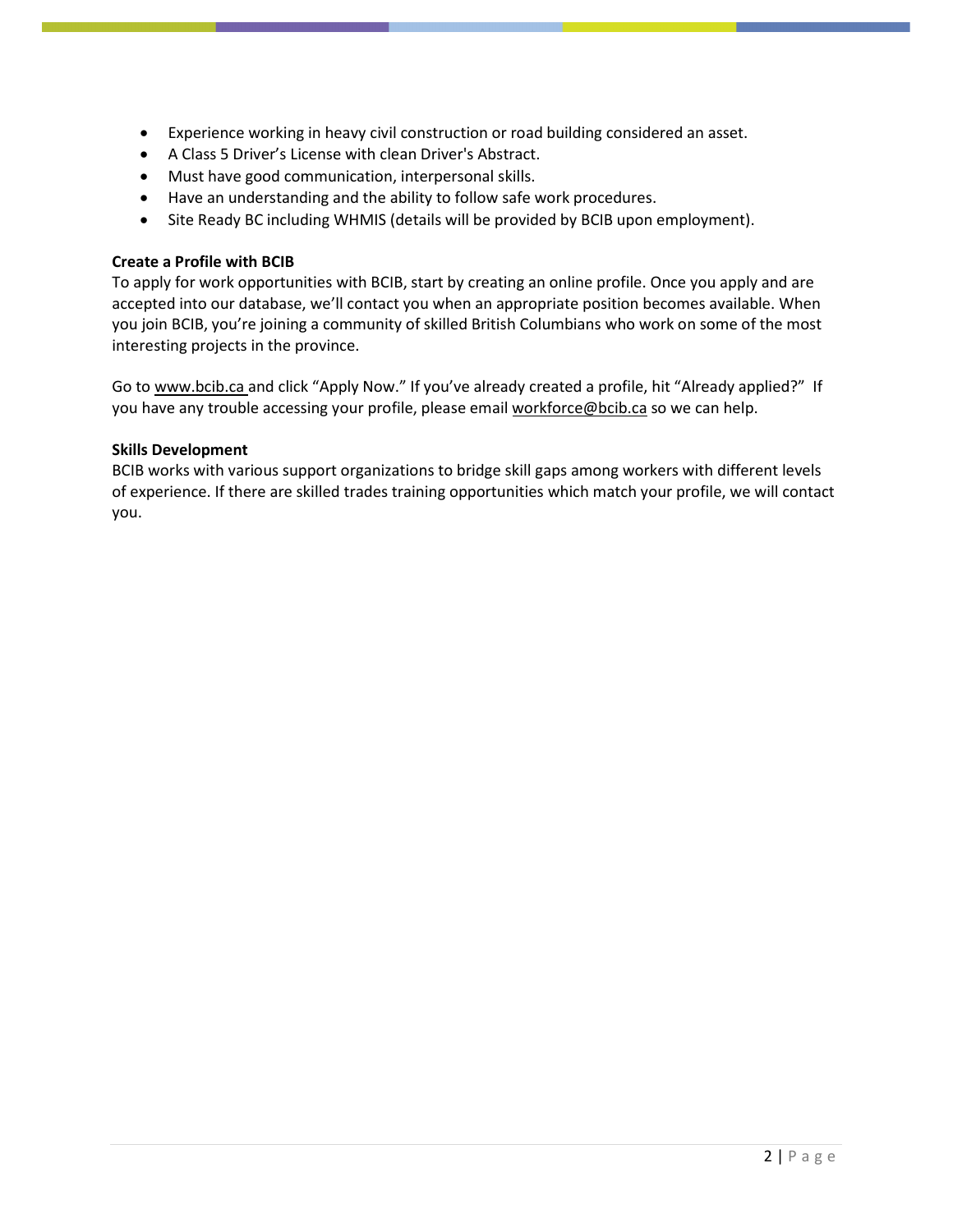- Experience working in heavy civil construction or road building considered an asset.
- A Class 5 Driver's License with clean Driver's Abstract.
- Must have good communication, interpersonal skills.
- Have an understanding and the ability to follow safe work procedures.
- Site Ready BC including WHMIS (details will be provided by BCIB upon employment).

**Create a Profile with BCIB**

To apply for work opportunities with BCIB, start by creating an online profile. Once you apply and are accepted into our database, we'll contact you when an appropriate position becomes available. When you join BCIB, you're joining a community of skilled British Columbians who work on some of the most interesting projects in the province.

Go to www.bcib.ca and click "Apply Now." If you've already created a profile, hit "Already applied?" If you have any trouble accessing your profile, please email workforce@bcib.ca so we can help.

**Skills Development**

BCIB works with various support organizations to bridge skill gaps among workers with different levels of experience. If there are skilled trades training opportunities which match your profile, we will contact you.